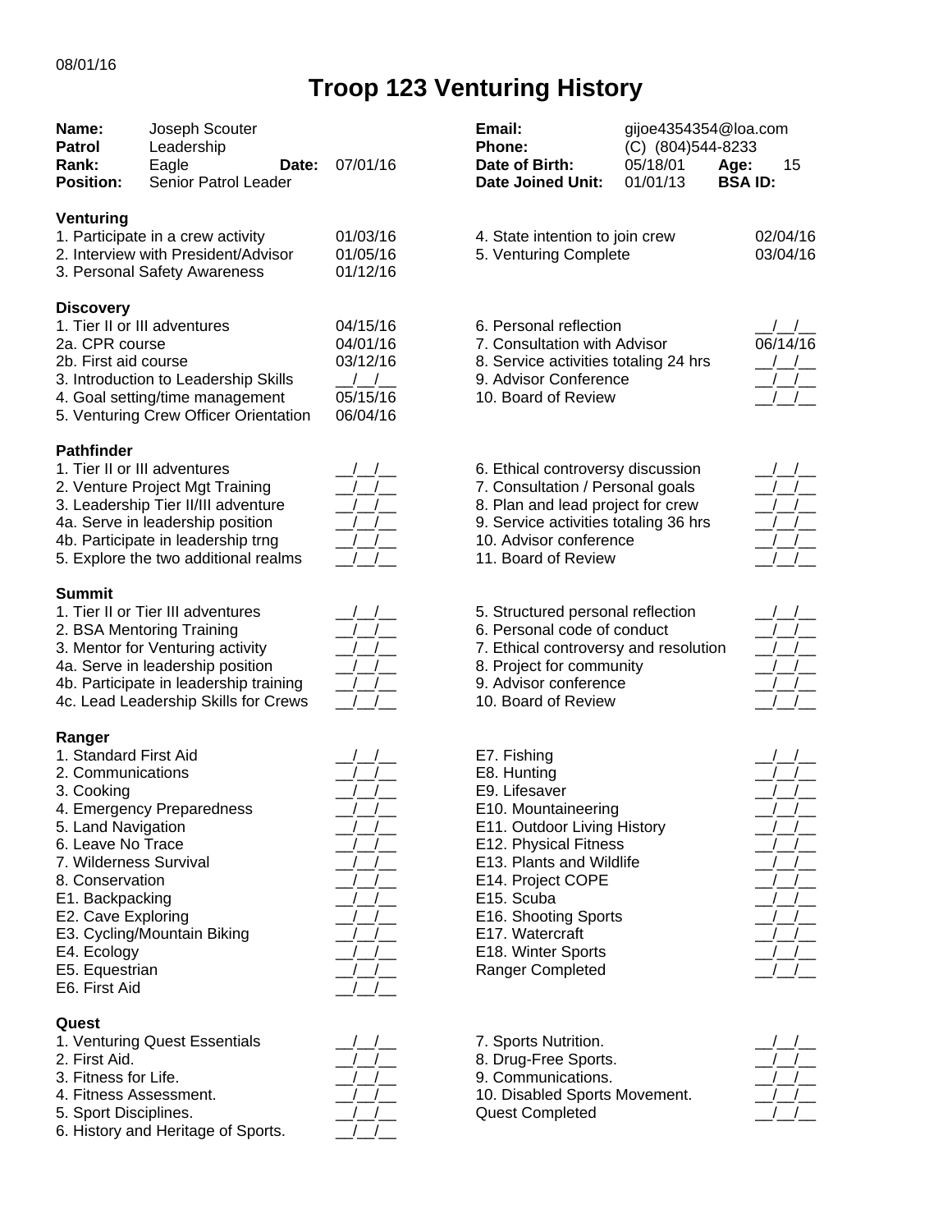08/01/16

# Troop 123 Venturing History

| | | | | | | |
|---|---|---|---|---|---|---|
| **Name:** | Joseph Scouter | | | **Email:** | gijoe4354354@loa.com | |
| **Patrol** | Leadership | | | **Phone:** | (C) (804)544-8233 | |
| **Rank:** | Eagle | **Date:** | 07/01/16 | **Date of Birth:** | 05/18/01 | **Age:** 15 |
| **Position:** | Senior Patrol Leader | | | **Date Joined Unit:** | 01/01/13 | **BSA ID:** |

## Venturing

| Requirement | Date | Requirement | Date |
|---|---|---|---|
| 1. Participate in a crew activity | 01/03/16 | 4. State intention to join crew | 02/04/16 |
| 2. Interview with President/Advisor | 01/05/16 | 5. Venturing Complete | 03/04/16 |
| 3. Personal Safety Awareness | 01/12/16 | | |

## Discovery

| Requirement | Date | Requirement | Date |
|---|---|---|---|
| 1. Tier II or III adventures | 04/15/16 | 6. Personal reflection | \_\_/\_\_/\_\_ |
| 2a. CPR course | 04/01/16 | 7. Consultation with Advisor | 06/14/16 |
| 2b. First aid course | 03/12/16 | 8. Service activities totaling 24 hrs | \_\_/\_\_/\_\_ |
| 3. Introduction to Leadership Skills | \_\_/\_\_/\_\_ | 9. Advisor Conference | \_\_/\_\_/\_\_ |
| 4. Goal setting/time management | 05/15/16 | 10. Board of Review | \_\_/\_\_/\_\_ |
| 5. Venturing Crew Officer Orientation | 06/04/16 | | |

## Pathfinder

| Requirement | Date | Requirement | Date |
|---|---|---|---|
| 1. Tier II or III adventures | \_\_/\_\_/\_\_ | 6. Ethical controversy discussion | \_\_/\_\_/\_\_ |
| 2. Venture Project Mgt Training | \_\_/\_\_/\_\_ | 7. Consultation / Personal goals | \_\_/\_\_/\_\_ |
| 3. Leadership Tier II/III adventure | \_\_/\_\_/\_\_ | 8. Plan and lead project for crew | \_\_/\_\_/\_\_ |
| 4a. Serve in leadership position | \_\_/\_\_/\_\_ | 9. Service activities totaling 36 hrs | \_\_/\_\_/\_\_ |
| 4b. Participate in leadership trng | \_\_/\_\_/\_\_ | 10. Advisor conference | \_\_/\_\_/\_\_ |
| 5. Explore the two additional realms | \_\_/\_\_/\_\_ | 11. Board of Review | \_\_/\_\_/\_\_ |

## Summit

| Requirement | Date | Requirement | Date |
|---|---|---|---|
| 1. Tier II or Tier III adventures | \_\_/\_\_/\_\_ | 5. Structured personal reflection | \_\_/\_\_/\_\_ |
| 2. BSA Mentoring Training | \_\_/\_\_/\_\_ | 6. Personal code of conduct | \_\_/\_\_/\_\_ |
| 3. Mentor for Venturing activity | \_\_/\_\_/\_\_ | 7. Ethical controversy and resolution | \_\_/\_\_/\_\_ |
| 4a. Serve in leadership position | \_\_/\_\_/\_\_ | 8. Project for community | \_\_/\_\_/\_\_ |
| 4b. Participate in leadership training | \_\_/\_\_/\_\_ | 9. Advisor conference | \_\_/\_\_/\_\_ |
| 4c. Lead Leadership Skills for Crews | \_\_/\_\_/\_\_ | 10. Board of Review | \_\_/\_\_/\_\_ |

## Ranger

| Requirement | Date | Requirement | Date |
|---|---|---|---|
| 1. Standard First Aid | \_\_/\_\_/\_\_ | E7. Fishing | \_\_/\_\_/\_\_ |
| 2. Communications | \_\_/\_\_/\_\_ | E8. Hunting | \_\_/\_\_/\_\_ |
| 3. Cooking | \_\_/\_\_/\_\_ | E9. Lifesaver | \_\_/\_\_/\_\_ |
| 4. Emergency Preparedness | \_\_/\_\_/\_\_ | E10. Mountaineering | \_\_/\_\_/\_\_ |
| 5. Land Navigation | \_\_/\_\_/\_\_ | E11. Outdoor Living History | \_\_/\_\_/\_\_ |
| 6. Leave No Trace | \_\_/\_\_/\_\_ | E12. Physical Fitness | \_\_/\_\_/\_\_ |
| 7. Wilderness Survival | \_\_/\_\_/\_\_ | E13. Plants and Wildlife | \_\_/\_\_/\_\_ |
| 8. Conservation | \_\_/\_\_/\_\_ | E14. Project COPE | \_\_/\_\_/\_\_ |
| E1. Backpacking | \_\_/\_\_/\_\_ | E15. Scuba | \_\_/\_\_/\_\_ |
| E2. Cave Exploring | \_\_/\_\_/\_\_ | E16. Shooting Sports | \_\_/\_\_/\_\_ |
| E3. Cycling/Mountain Biking | \_\_/\_\_/\_\_ | E17. Watercraft | \_\_/\_\_/\_\_ |
| E4. Ecology | \_\_/\_\_/\_\_ | E18. Winter Sports | \_\_/\_\_/\_\_ |
| E5. Equestrian | \_\_/\_\_/\_\_ | Ranger Completed | \_\_/\_\_/\_\_ |
| E6. First Aid | \_\_/\_\_/\_\_ | | |

## Quest

| Requirement | Date | Requirement | Date |
|---|---|---|---|
| 1. Venturing Quest Essentials | \_\_/\_\_/\_\_ | 7. Sports Nutrition. | \_\_/\_\_/\_\_ |
| 2. First Aid. | \_\_/\_\_/\_\_ | 8. Drug-Free Sports. | \_\_/\_\_/\_\_ |
| 3. Fitness for Life. | \_\_/\_\_/\_\_ | 9. Communications. | \_\_/\_\_/\_\_ |
| 4. Fitness Assessment. | \_\_/\_\_/\_\_ | 10. Disabled Sports Movement. | \_\_/\_\_/\_\_ |
| 5. Sport Disciplines. | \_\_/\_\_/\_\_ | Quest Completed | \_\_/\_\_/\_\_ |
| 6. History and Heritage of Sports. | \_\_/\_\_/\_\_ | | |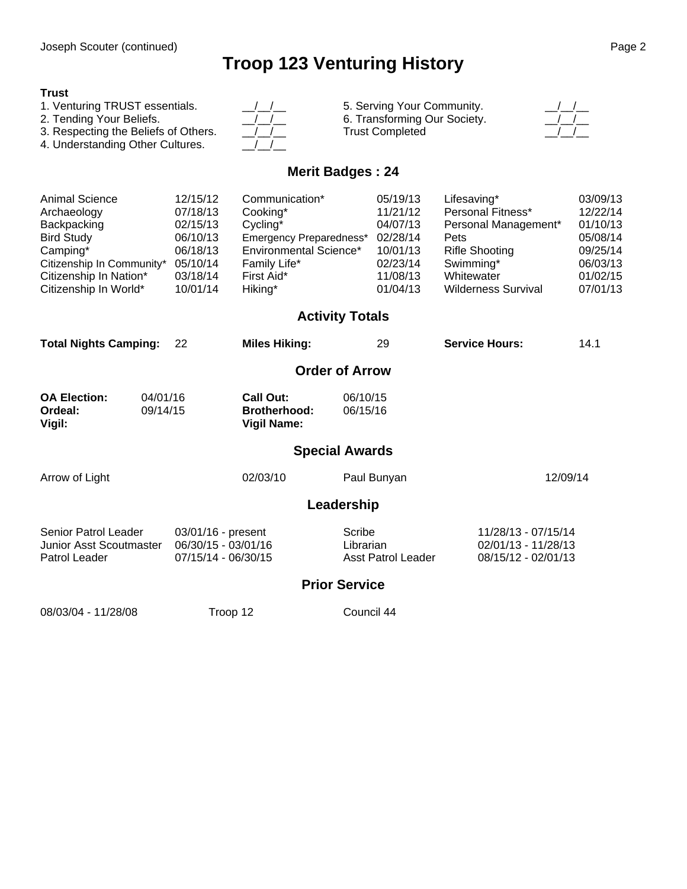# Troop 123 Venturing History

**Trust**

| | | | |
|---|---|---|---|
| 1. Venturing TRUST essentials. | __/__/__ | 5. Serving Your Community. | __/__/__ |
| 2. Tending Your Beliefs. | __/__/__ | 6. Transforming Our Society. | __/__/__ |
| 3. Respecting the Beliefs of Others. | __/__/__ | Trust Completed | __/__/__ |
| 4. Understanding Other Cultures. | __/__/__ | | |

## Merit Badges : 24

| | | | | | |
|---|---|---|---|---|---|
| Animal Science | 12/15/12 | Communication* | 05/19/13 | Lifesaving* | 03/09/13 |
| Archaeology | 07/18/13 | Cooking* | 11/21/12 | Personal Fitness* | 12/22/14 |
| Backpacking | 02/15/13 | Cycling* | 04/07/13 | Personal Management* | 01/10/13 |
| Bird Study | 06/10/13 | Emergency Preparedness* | 02/28/14 | Pets | 05/08/14 |
| Camping* | 06/18/13 | Environmental Science* | 10/01/13 | Rifle Shooting | 09/25/14 |
| Citizenship In Community* | 05/10/14 | Family Life* | 02/23/14 | Swimming* | 06/03/13 |
| Citizenship In Nation* | 03/18/14 | First Aid* | 11/08/13 | Whitewater | 01/02/15 |
| Citizenship In World* | 10/01/14 | Hiking* | 01/04/13 | Wilderness Survival | 07/01/13 |

## Activity Totals

| | | | | | |
|---|---|---|---|---|---|
| **Total Nights Camping:** | 22 | **Miles Hiking:** | 29 | **Service Hours:** | 14.1 |

## Order of Arrow

| | | | |
|---|---|---|---|
| **OA Election:** | 04/01/16 | **Call Out:** | 06/10/15 |
| **Ordeal:** | 09/14/15 | **Brotherhood:** | 06/15/16 |
| **Vigil:** | | **Vigil Name:** | |

## Special Awards

| | | | |
|---|---|---|---|
| Arrow of Light | 02/03/10 | Paul Bunyan | 12/09/14 |

## Leadership

| | | | |
|---|---|---|---|
| Senior Patrol Leader | 03/01/16 - present | Scribe | 11/28/13 - 07/15/14 |
| Junior Asst Scoutmaster | 06/30/15 - 03/01/16 | Librarian | 02/01/13 - 11/28/13 |
| Patrol Leader | 07/15/14 - 06/30/15 | Asst Patrol Leader | 08/15/12 - 02/01/13 |

## Prior Service

| | | |
|---|---|---|
| 08/03/04 - 11/28/08 | Troop 12 | Council 44 |